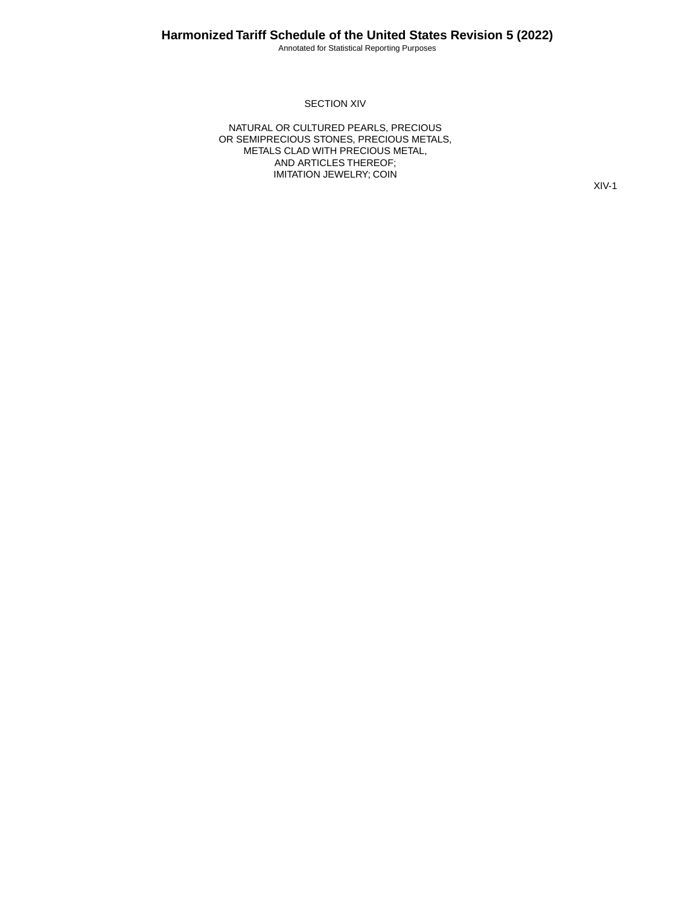# SECTION XIV

## NATURAL OR CULTURED PEARLS, PRECIOUS OR SEMIPRECIOUS STONES, PRECIOUS METALS, METALS CLAD WITH PRECIOUS METAL, AND ARTICLES THEREOF; IMITATION JEWELRY; COIN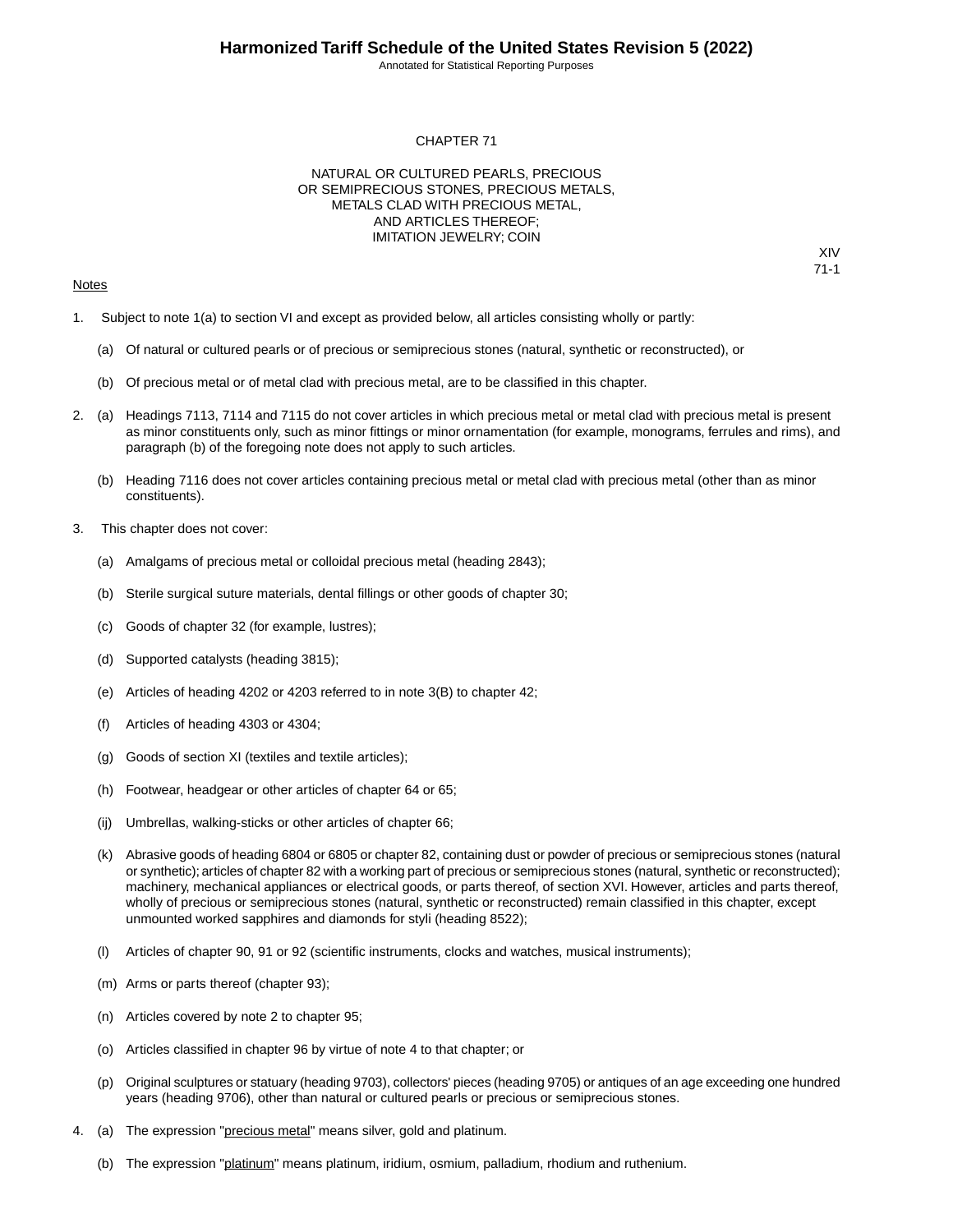# CHAPTER 71

## NATURAL OR CULTURED PEARLS, PRECIOUS OR SEMIPRECIOUS STONES, PRECIOUS METALS, METALS CLAD WITH PRECIOUS METAL, AND ARTICLES THEREOF; IMITATION JEWELRY; COIN

XIV
71-1

Notes

1. Subject to note 1(a) to section VI and except as provided below, all articles consisting wholly or partly:

   (a) Of natural or cultured pearls or of precious or semiprecious stones (natural, synthetic or reconstructed), or

   (b) Of precious metal or of metal clad with precious metal, are to be classified in this chapter.

2. (a) Headings 7113, 7114 and 7115 do not cover articles in which precious metal or metal clad with precious metal is present as minor constituents only, such as minor fittings or minor ornamentation (for example, monograms, ferrules and rims), and paragraph (b) of the foregoing note does not apply to such articles.

   (b) Heading 7116 does not cover articles containing precious metal or metal clad with precious metal (other than as minor constituents).

3. This chapter does not cover:

   (a) Amalgams of precious metal or colloidal precious metal (heading 2843);

   (b) Sterile surgical suture materials, dental fillings or other goods of chapter 30;

   (c) Goods of chapter 32 (for example, lustres);

   (d) Supported catalysts (heading 3815);

   (e) Articles of heading 4202 or 4203 referred to in note 3(B) to chapter 42;

   (f) Articles of heading 4303 or 4304;

   (g) Goods of section XI (textiles and textile articles);

   (h) Footwear, headgear or other articles of chapter 64 or 65;

   (ij) Umbrellas, walking-sticks or other articles of chapter 66;

   (k) Abrasive goods of heading 6804 or 6805 or chapter 82, containing dust or powder of precious or semiprecious stones (natural or synthetic); articles of chapter 82 with a working part of precious or semiprecious stones (natural, synthetic or reconstructed); machinery, mechanical appliances or electrical goods, or parts thereof, of section XVI. However, articles and parts thereof, wholly of precious or semiprecious stones (natural, synthetic or reconstructed) remain classified in this chapter, except unmounted worked sapphires and diamonds for styli (heading 8522);

   (l) Articles of chapter 90, 91 or 92 (scientific instruments, clocks and watches, musical instruments);

   (m) Arms or parts thereof (chapter 93);

   (n) Articles covered by note 2 to chapter 95;

   (o) Articles classified in chapter 96 by virtue of note 4 to that chapter; or

   (p) Original sculptures or statuary (heading 9703), collectors' pieces (heading 9705) or antiques of an age exceeding one hundred years (heading 9706), other than natural or cultured pearls or precious or semiprecious stones.

4. (a) The expression "precious metal" means silver, gold and platinum.

   (b) The expression "platinum" means platinum, iridium, osmium, palladium, rhodium and ruthenium.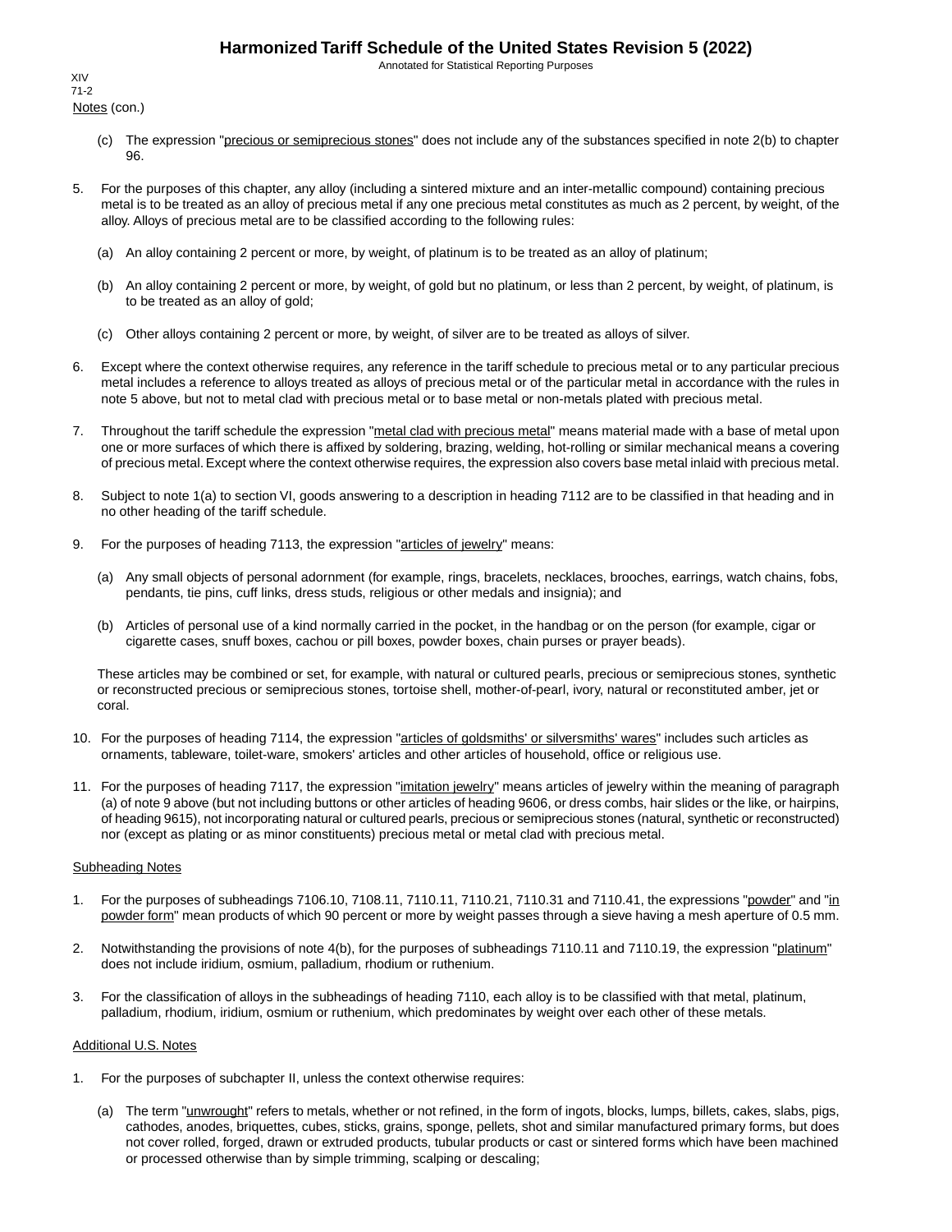Notes (con.)

(c) The expression "precious or semiprecious stones" does not include any of the substances specified in note 2(b) to chapter 96.

5. For the purposes of this chapter, any alloy (including a sintered mixture and an inter-metallic compound) containing precious metal is to be treated as an alloy of precious metal if any one precious metal constitutes as much as 2 percent, by weight, of the alloy. Alloys of precious metal are to be classified according to the following rules:

   (a) An alloy containing 2 percent or more, by weight, of platinum is to be treated as an alloy of platinum;

   (b) An alloy containing 2 percent or more, by weight, of gold but no platinum, or less than 2 percent, by weight, of platinum, is to be treated as an alloy of gold;

   (c) Other alloys containing 2 percent or more, by weight, of silver are to be treated as alloys of silver.

6. Except where the context otherwise requires, any reference in the tariff schedule to precious metal or to any particular precious metal includes a reference to alloys treated as alloys of precious metal or of the particular metal in accordance with the rules in note 5 above, but not to metal clad with precious metal or to base metal or non-metals plated with precious metal.

7. Throughout the tariff schedule the expression "metal clad with precious metal" means material made with a base of metal upon one or more surfaces of which there is affixed by soldering, brazing, welding, hot-rolling or similar mechanical means a covering of precious metal. Except where the context otherwise requires, the expression also covers base metal inlaid with precious metal.

8. Subject to note 1(a) to section VI, goods answering to a description in heading 7112 are to be classified in that heading and in no other heading of the tariff schedule.

9. For the purposes of heading 7113, the expression "articles of jewelry" means:

   (a) Any small objects of personal adornment (for example, rings, bracelets, necklaces, brooches, earrings, watch chains, fobs, pendants, tie pins, cuff links, dress studs, religious or other medals and insignia); and

   (b) Articles of personal use of a kind normally carried in the pocket, in the handbag or on the person (for example, cigar or cigarette cases, snuff boxes, cachou or pill boxes, powder boxes, chain purses or prayer beads).

   These articles may be combined or set, for example, with natural or cultured pearls, precious or semiprecious stones, synthetic or reconstructed precious or semiprecious stones, tortoise shell, mother-of-pearl, ivory, natural or reconstituted amber, jet or coral.

10. For the purposes of heading 7114, the expression "articles of goldsmiths' or silversmiths' wares" includes such articles as ornaments, tableware, toilet-ware, smokers' articles and other articles of household, office or religious use.

11. For the purposes of heading 7117, the expression "imitation jewelry" means articles of jewelry within the meaning of paragraph (a) of note 9 above (but not including buttons or other articles of heading 9606, or dress combs, hair slides or the like, or hairpins, of heading 9615), not incorporating natural or cultured pearls, precious or semiprecious stones (natural, synthetic or reconstructed) nor (except as plating or as minor constituents) precious metal or metal clad with precious metal.

Subheading Notes

1. For the purposes of subheadings 7106.10, 7108.11, 7110.11, 7110.21, 7110.31 and 7110.41, the expressions "powder" and "in powder form" mean products of which 90 percent or more by weight passes through a sieve having a mesh aperture of 0.5 mm.

2. Notwithstanding the provisions of note 4(b), for the purposes of subheadings 7110.11 and 7110.19, the expression "platinum" does not include iridium, osmium, palladium, rhodium or ruthenium.

3. For the classification of alloys in the subheadings of heading 7110, each alloy is to be classified with that metal, platinum, palladium, rhodium, iridium, osmium or ruthenium, which predominates by weight over each other of these metals.

Additional U.S. Notes

1. For the purposes of subchapter II, unless the context otherwise requires:

   (a) The term "unwrought" refers to metals, whether or not refined, in the form of ingots, blocks, lumps, billets, cakes, slabs, pigs, cathodes, anodes, briquettes, cubes, sticks, grains, sponge, pellets, shot and similar manufactured primary forms, but does not cover rolled, forged, drawn or extruded products, tubular products or cast or sintered forms which have been machined or processed otherwise than by simple trimming, scalping or descaling;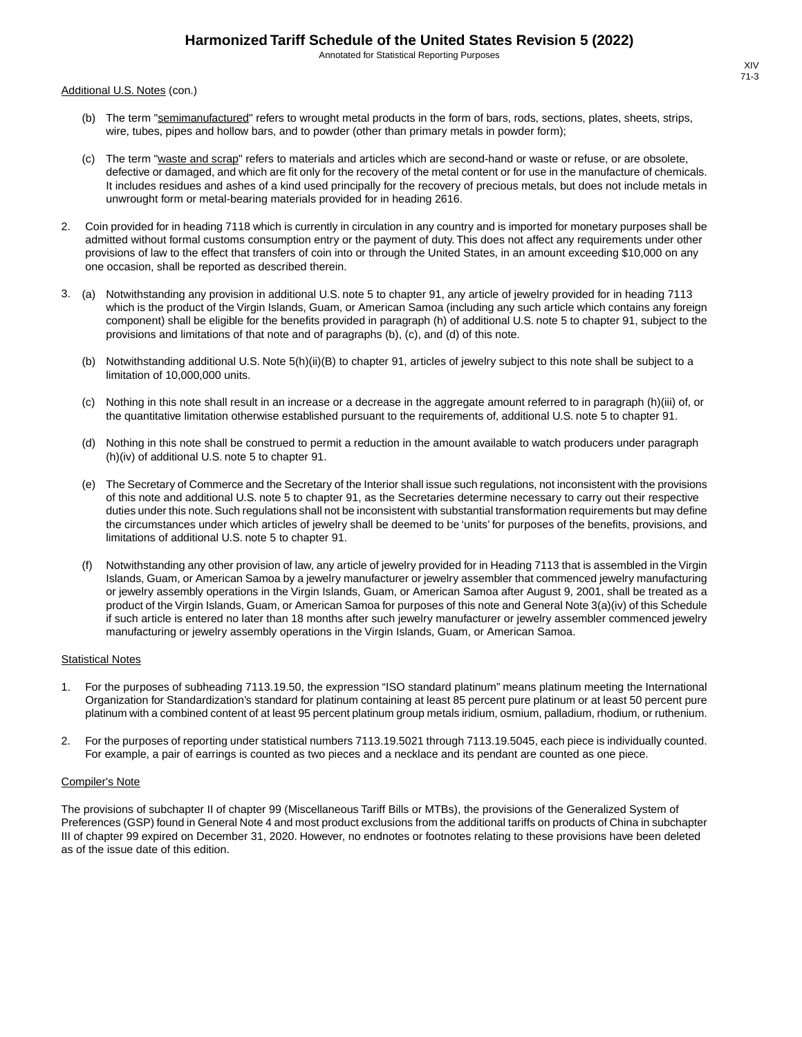Additional U.S. Notes (con.)

(b) The term "semimanufactured" refers to wrought metal products in the form of bars, rods, sections, plates, sheets, strips, wire, tubes, pipes and hollow bars, and to powder (other than primary metals in powder form);

(c) The term "waste and scrap" refers to materials and articles which are second-hand or waste or refuse, or are obsolete, defective or damaged, and which are fit only for the recovery of the metal content or for use in the manufacture of chemicals. It includes residues and ashes of a kind used principally for the recovery of precious metals, but does not include metals in unwrought form or metal-bearing materials provided for in heading 2616.

2. Coin provided for in heading 7118 which is currently in circulation in any country and is imported for monetary purposes shall be admitted without formal customs consumption entry or the payment of duty. This does not affect any requirements under other provisions of law to the effect that transfers of coin into or through the United States, in an amount exceeding $10,000 on any one occasion, shall be reported as described therein.

3. (a) Notwithstanding any provision in additional U.S. note 5 to chapter 91, any article of jewelry provided for in heading 7113 which is the product of the Virgin Islands, Guam, or American Samoa (including any such article which contains any foreign component) shall be eligible for the benefits provided in paragraph (h) of additional U.S. note 5 to chapter 91, subject to the provisions and limitations of that note and of paragraphs (b), (c), and (d) of this note.

   (b) Notwithstanding additional U.S. Note 5(h)(ii)(B) to chapter 91, articles of jewelry subject to this note shall be subject to a limitation of 10,000,000 units.

   (c) Nothing in this note shall result in an increase or a decrease in the aggregate amount referred to in paragraph (h)(iii) of, or the quantitative limitation otherwise established pursuant to the requirements of, additional U.S. note 5 to chapter 91.

   (d) Nothing in this note shall be construed to permit a reduction in the amount available to watch producers under paragraph (h)(iv) of additional U.S. note 5 to chapter 91.

   (e) The Secretary of Commerce and the Secretary of the Interior shall issue such regulations, not inconsistent with the provisions of this note and additional U.S. note 5 to chapter 91, as the Secretaries determine necessary to carry out their respective duties under this note. Such regulations shall not be inconsistent with substantial transformation requirements but may define the circumstances under which articles of jewelry shall be deemed to be 'units' for purposes of the benefits, provisions, and limitations of additional U.S. note 5 to chapter 91.

   (f) Notwithstanding any other provision of law, any article of jewelry provided for in Heading 7113 that is assembled in the Virgin Islands, Guam, or American Samoa by a jewelry manufacturer or jewelry assembler that commenced jewelry manufacturing or jewelry assembly operations in the Virgin Islands, Guam, or American Samoa after August 9, 2001, shall be treated as a product of the Virgin Islands, Guam, or American Samoa for purposes of this note and General Note 3(a)(iv) of this Schedule if such article is entered no later than 18 months after such jewelry manufacturer or jewelry assembler commenced jewelry manufacturing or jewelry assembly operations in the Virgin Islands, Guam, or American Samoa.

Statistical Notes

1. For the purposes of subheading 7113.19.50, the expression "ISO standard platinum" means platinum meeting the International Organization for Standardization's standard for platinum containing at least 85 percent pure platinum or at least 50 percent pure platinum with a combined content of at least 95 percent platinum group metals iridium, osmium, palladium, rhodium, or ruthenium.

2. For the purposes of reporting under statistical numbers 7113.19.5021 through 7113.19.5045, each piece is individually counted. For example, a pair of earrings is counted as two pieces and a necklace and its pendant are counted as one piece.

Compiler's Note

The provisions of subchapter II of chapter 99 (Miscellaneous Tariff Bills or MTBs), the provisions of the Generalized System of Preferences (GSP) found in General Note 4 and most product exclusions from the additional tariffs on products of China in subchapter III of chapter 99 expired on December 31, 2020. However, no endnotes or footnotes relating to these provisions have been deleted as of the issue date of this edition.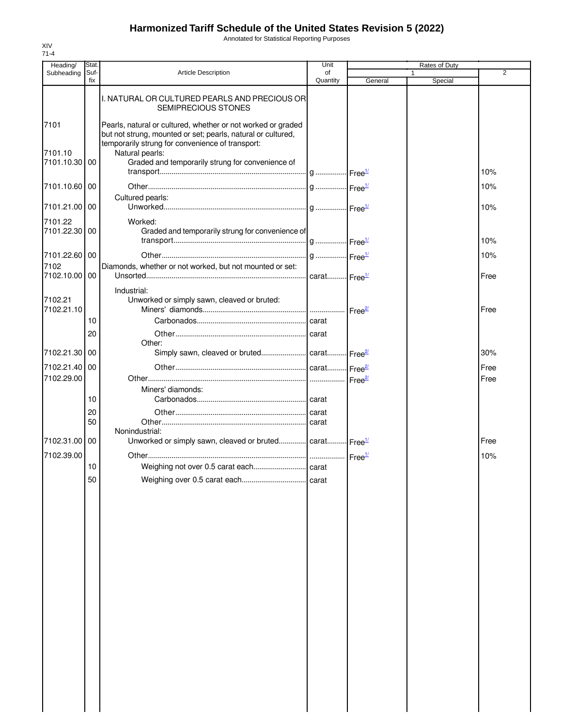# Harmonized Tariff Schedule of the United States Revision 5 (2022)

Annotated for Statistical Reporting Purposes

XIV
71-4

| Heading/ Subheading | Stat. Suf-fix | Article Description | Unit of Quantity | Rates of Duty 1 General | 1 Special | 2 |
|---|---|---|---|---|---|---|
| | | I. NATURAL OR CULTURED PEARLS AND PRECIOUS OR SEMIPRECIOUS STONES | | | | |
| 7101 | | Pearls, natural or cultured, whether or not worked or graded but not strung, mounted or set; pearls, natural or cultured, temporarily strung for convenience of transport: | | | | |
| 7101.10 | | Natural pearls: | | | | |
| 7101.10.30 | 00 | Graded and temporarily strung for convenience of transport | g | Free[1/] | | 10% |
| 7101.10.60 | 00 | Other | g | Free[1/] | | 10% |
| | | Cultured pearls: | | | | |
| 7101.21.00 | 00 | Unworked | g | Free[1/] | | 10% |
| 7101.22 | | Worked: | | | | |
| 7101.22.30 | 00 | Graded and temporarily strung for convenience of transport | g | Free[1/] | | 10% |
| 7101.22.60 | 00 | Other | g | Free[1/] | | 10% |
| 7102 | | Diamonds, whether or not worked, but not mounted or set: | | | | |
| 7102.10.00 | 00 | Unsorted | carat | Free[1/] | | Free |
| | | Industrial: | | | | |
| 7102.21 | | Unworked or simply sawn, cleaved or bruted: | | | | |
| 7102.21.10 | | Miners' diamonds | | Free[2/] | | Free |
| | 10 | Carbonados | carat | | | |
| | 20 | Other | carat | | | |
| | | Other: | | | | |
| 7102.21.30 | 00 | Simply sawn, cleaved or bruted | carat | Free[2/] | | 30% |
| 7102.21.40 | 00 | Other | carat | Free[2/] | | Free |
| 7102.29.00 | | Other | | Free[2/] | | Free |
| | | Miners' diamonds: | | | | |
| | 10 | Carbonados | carat | | | |
| | 20 | Other | carat | | | |
| | 50 | Other | carat | | | |
| | | Nonindustrial: | | | | |
| 7102.31.00 | 00 | Unworked or simply sawn, cleaved or bruted | carat | Free[1/] | | Free |
| 7102.39.00 | | Other | | Free[1/] | | 10% |
| | 10 | Weighing not over 0.5 carat each | carat | | | |
| | 50 | Weighing over 0.5 carat each | carat | | | |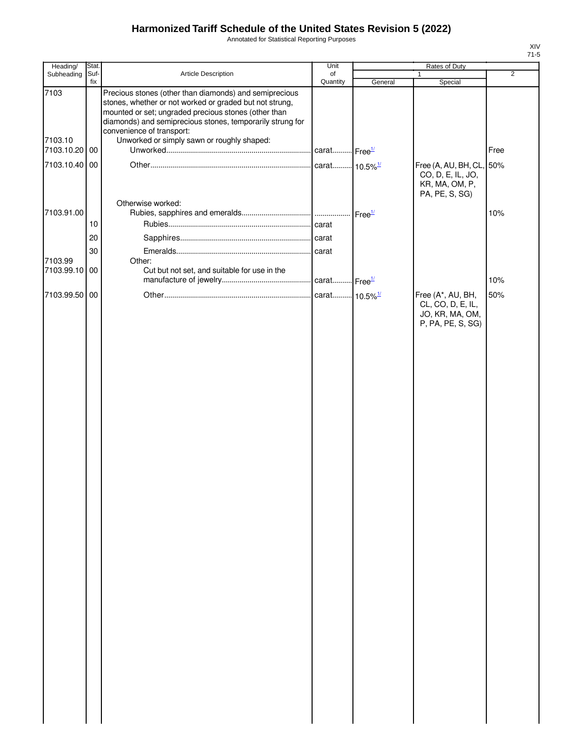# Harmonized Tariff Schedule of the United States Revision 5 (2022)

Annotated for Statistical Reporting Purposes

XIV
71-5

| Heading/ Subheading | Stat. Suf- fix | Article Description | Unit of Quantity | Rates of Duty 1 General | Special | 2 |
|---|---|---|---|---|---|---|
| 7103 | | Precious stones (other than diamonds) and semiprecious stones, whether or not worked or graded but not strung, mounted or set; ungraded precious stones (other than diamonds) and semiprecious stones, temporarily strung for convenience of transport: | | | | |
| 7103.10 | | Unworked or simply sawn or roughly shaped: | | | | |
| 7103.10.20 | 00 | Unworked | carat | Free[1/] | | Free |
| 7103.10.40 | 00 | Other | carat | 10.5%[1/] | Free (A, AU, BH, CL, CO, D, E, IL, JO, KR, MA, OM, P, PA, PE, S, SG) | 50% |
| | | Otherwise worked: | | | | |
| 7103.91.00 | | Rubies, sapphires and emeralds | | Free[1/] | | 10% |
| | 10 | Rubies | carat | | | |
| | 20 | Sapphires | carat | | | |
| | 30 | Emeralds | carat | | | |
| 7103.99 | | Other: | | | | |
| 7103.99.10 | 00 | Cut but not set, and suitable for use in the manufacture of jewelry | carat | Free[1/] | | 10% |
| 7103.99.50 | 00 | Other | carat | 10.5%[1/] | Free (A*, AU, BH, CL, CO, D, E, IL, JO, KR, MA, OM, P, PA, PE, S, SG) | 50% |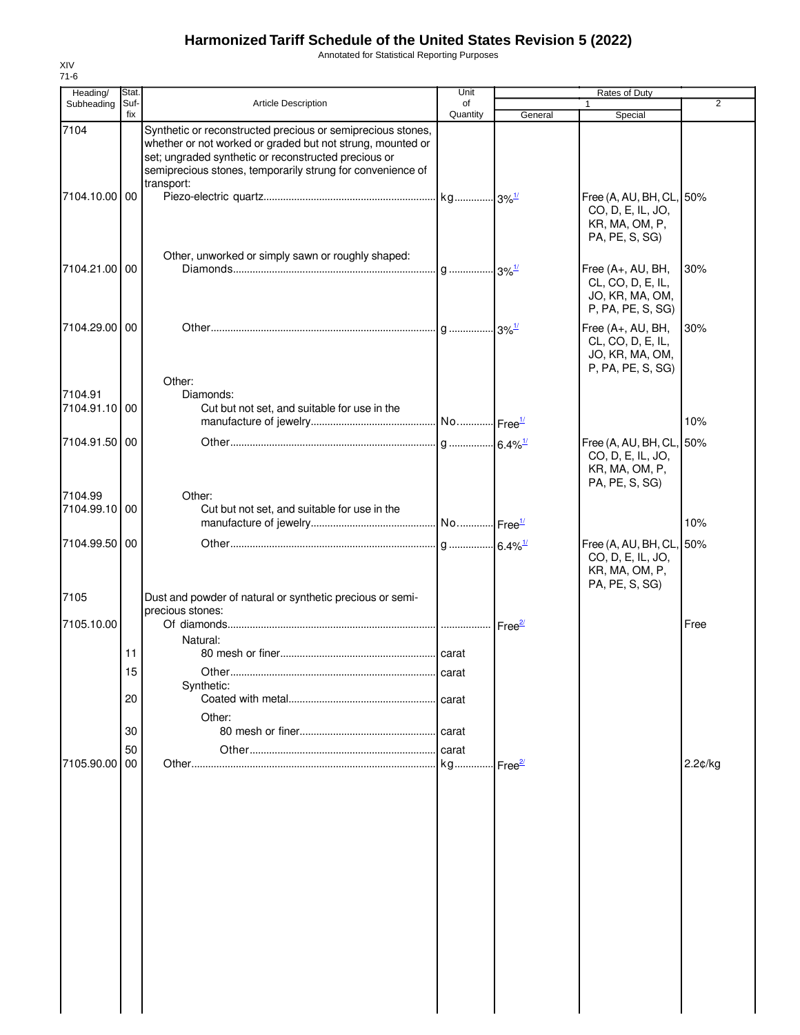# Harmonized Tariff Schedule of the United States Revision 5 (2022)

Annotated for Statistical Reporting Purposes

XIV
71-6

| Heading/ Subheading | Stat. Suf- fix | Article Description | Unit of Quantity | Rates of Duty 1 General | Special | 2 |
|---|---|---|---|---|---|---|
| 7104 | | Synthetic or reconstructed precious or semiprecious stones, whether or not worked or graded but not strung, mounted or set; ungraded synthetic or reconstructed precious or semiprecious stones, temporarily strung for convenience of transport: | | | | |
| 7104.10.00 | 00 | Piezo-electric quartz | kg | 3%[1/] | Free (A, AU, BH, CL, CO, D, E, IL, JO, KR, MA, OM, P, PA, PE, S, SG) | 50% |
| | | Other, unworked or simply sawn or roughly shaped: | | | | |
| 7104.21.00 | 00 | Diamonds | g | 3%[1/] | Free (A+, AU, BH, CL, CO, D, E, IL, JO, KR, MA, OM, P, PA, PE, S, SG) | 30% |
| 7104.29.00 | 00 | Other | g | 3%[1/] | Free (A+, AU, BH, CL, CO, D, E, IL, JO, KR, MA, OM, P, PA, PE, S, SG) | 30% |
| | | Other: | | | | |
| 7104.91 | | Diamonds: | | | | |
| 7104.91.10 | 00 | Cut but not set, and suitable for use in the manufacture of jewelry | No. | Free[1/] | | 10% |
| 7104.91.50 | 00 | Other | g | 6.4%[1/] | Free (A, AU, BH, CL, CO, D, E, IL, JO, KR, MA, OM, P, PA, PE, S, SG) | 50% |
| 7104.99 | | Other: | | | | |
| 7104.99.10 | 00 | Cut but not set, and suitable for use in the manufacture of jewelry | No. | Free[1/] | | 10% |
| 7104.99.50 | 00 | Other | g | 6.4%[1/] | Free (A, AU, BH, CL, CO, D, E, IL, JO, KR, MA, OM, P, PA, PE, S, SG) | 50% |
| 7105 | | Dust and powder of natural or synthetic precious or semi-precious stones: | | | | |
| 7105.10.00 | | Of diamonds | | Free[2/] | | Free |
| | | Natural: | | | | |
| | 11 | 80 mesh or finer | carat | | | |
| | 15 | Other | carat | | | |
| | | Synthetic: | | | | |
| | 20 | Coated with metal | carat | | | |
| | | Other: | | | | |
| | 30 | 80 mesh or finer | carat | | | |
| | 50 | Other | carat | | | |
| 7105.90.00 | 00 | Other | kg | Free[2/] | | 2.2¢/kg |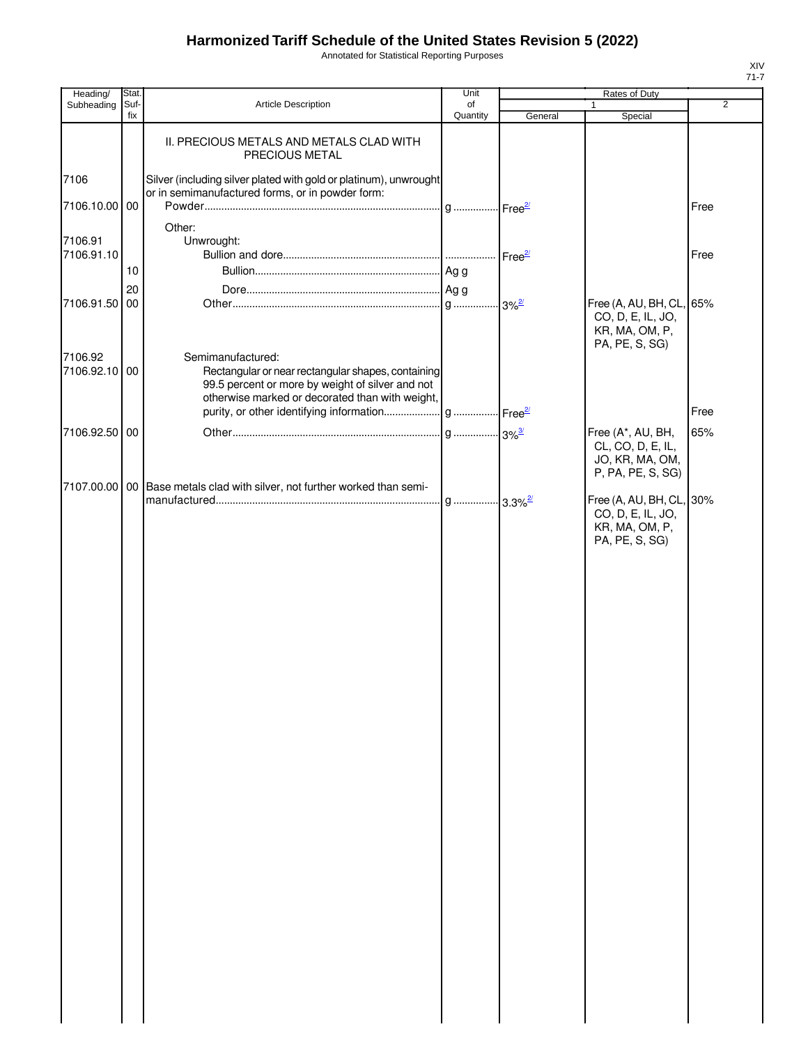# Harmonized Tariff Schedule of the United States Revision 5 (2022)

Annotated for Statistical Reporting Purposes

XIV
71-7

| Heading/ Subheading | Stat. Suf-fix | Article Description | Unit of Quantity | Rates of Duty 1 General | Special | 2 |
|---|---|---|---|---|---|---|
| | | II. PRECIOUS METALS AND METALS CLAD WITH PRECIOUS METAL | | | | |
| 7106 | | Silver (including silver plated with gold or platinum), unwrought or in semimanufactured forms, or in powder form: | | | | |
| 7106.10.00 | 00 | Powder | g | Free[2/] | | Free |
| | | Other: | | | | |
| 7106.91 | | Unwrought: | | | | |
| 7106.91.10 | | Bullion and dore | | Free[2/] | | Free |
| | 10 | Bullion | Ag g | | | |
| | 20 | Dore | Ag g | | | |
| 7106.91.50 | 00 | Other | g | 3%[2/] | Free (A, AU, BH, CL, CO, D, E, IL, JO, KR, MA, OM, P, PA, PE, S, SG) | 65% |
| 7106.92 | | Semimanufactured: | | | | |
| 7106.92.10 | 00 | Rectangular or near rectangular shapes, containing 99.5 percent or more by weight of silver and not otherwise marked or decorated than with weight, purity, or other identifying information | g | Free[2/] | | Free |
| 7106.92.50 | 00 | Other | g | 3%[3/] | Free (A*, AU, BH, CL, CO, D, E, IL, JO, KR, MA, OM, P, PA, PE, S, SG) | 65% |
| 7107.00.00 | 00 | Base metals clad with silver, not further worked than semi-manufactured | g | 3.3%[2/] | Free (A, AU, BH, CL, CO, D, E, IL, JO, KR, MA, OM, P, PA, PE, S, SG) | 30% |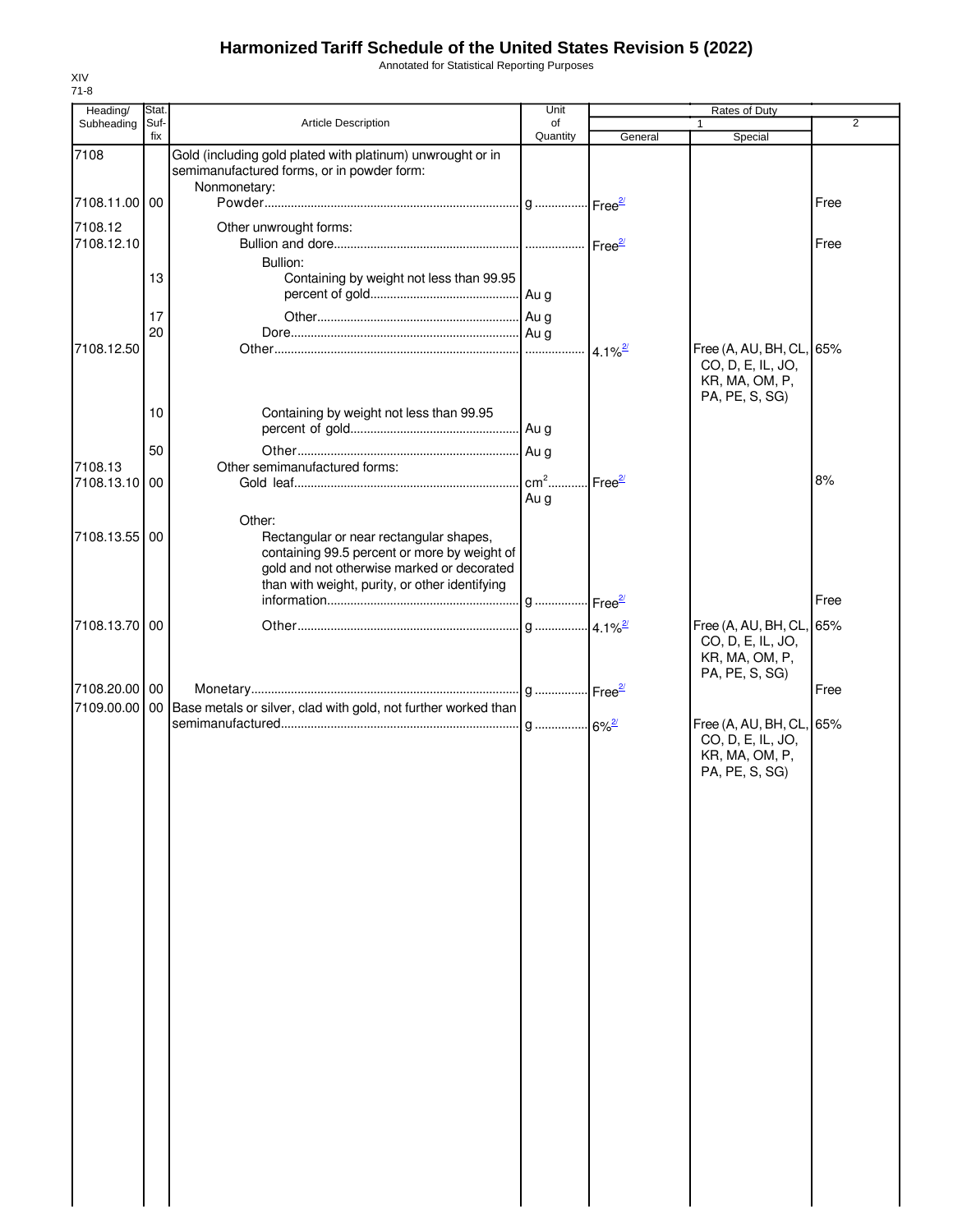# Harmonized Tariff Schedule of the United States Revision 5 (2022)

Annotated for Statistical Reporting Purposes

XIV
71-8

| Heading/ Subheading | Stat. Suf-fix | Article Description | Unit of Quantity | Rates of Duty 1 General | Rates of Duty 1 Special | Rates of Duty 2 |
|---|---|---|---|---|---|---|
| 7108 | | Gold (including gold plated with platinum) unwrought or in semimanufactured forms, or in powder form: | | | | |
| | | Nonmonetary: | | | | |
| 7108.11.00 | 00 | Powder | g | Free[2/] | | Free |
| 7108.12 | | Other unwrought forms: | | | | |
| 7108.12.10 | | Bullion and dore | | Free[2/] | | Free |
| | | Bullion: | | | | |
| | 13 | Containing by weight not less than 99.95 percent of gold | Au g | | | |
| | 17 | Other | Au g | | | |
| | 20 | Dore | Au g | | | |
| 7108.12.50 | | Other | | 4.1%[2/] | Free (A, AU, BH, CL, CO, D, E, IL, JO, KR, MA, OM, P, PA, PE, S, SG) | 65% |
| | 10 | Containing by weight not less than 99.95 percent of gold | Au g | | | |
| | 50 | Other | Au g | | | |
| 7108.13 | | Other semimanufactured forms: | | | | |
| 7108.13.10 | 00 | Gold leaf | $cm^2$ Au g | Free[2/] | | 8% |
| | | Other: | | | | |
| 7108.13.55 | 00 | Rectangular or near rectangular shapes, containing 99.5 percent or more by weight of gold and not otherwise marked or decorated than with weight, purity, or other identifying information | g | Free[2/] | | Free |
| 7108.13.70 | 00 | Other | g | 4.1%[2/] | Free (A, AU, BH, CL, CO, D, E, IL, JO, KR, MA, OM, P, PA, PE, S, SG) | 65% |
| 7108.20.00 | 00 | Monetary | g | Free[2/] | | Free |
| 7109.00.00 | 00 | Base metals or silver, clad with gold, not further worked than semimanufactured | g | 6%[2/] | Free (A, AU, BH, CL, CO, D, E, IL, JO, KR, MA, OM, P, PA, PE, S, SG) | 65% |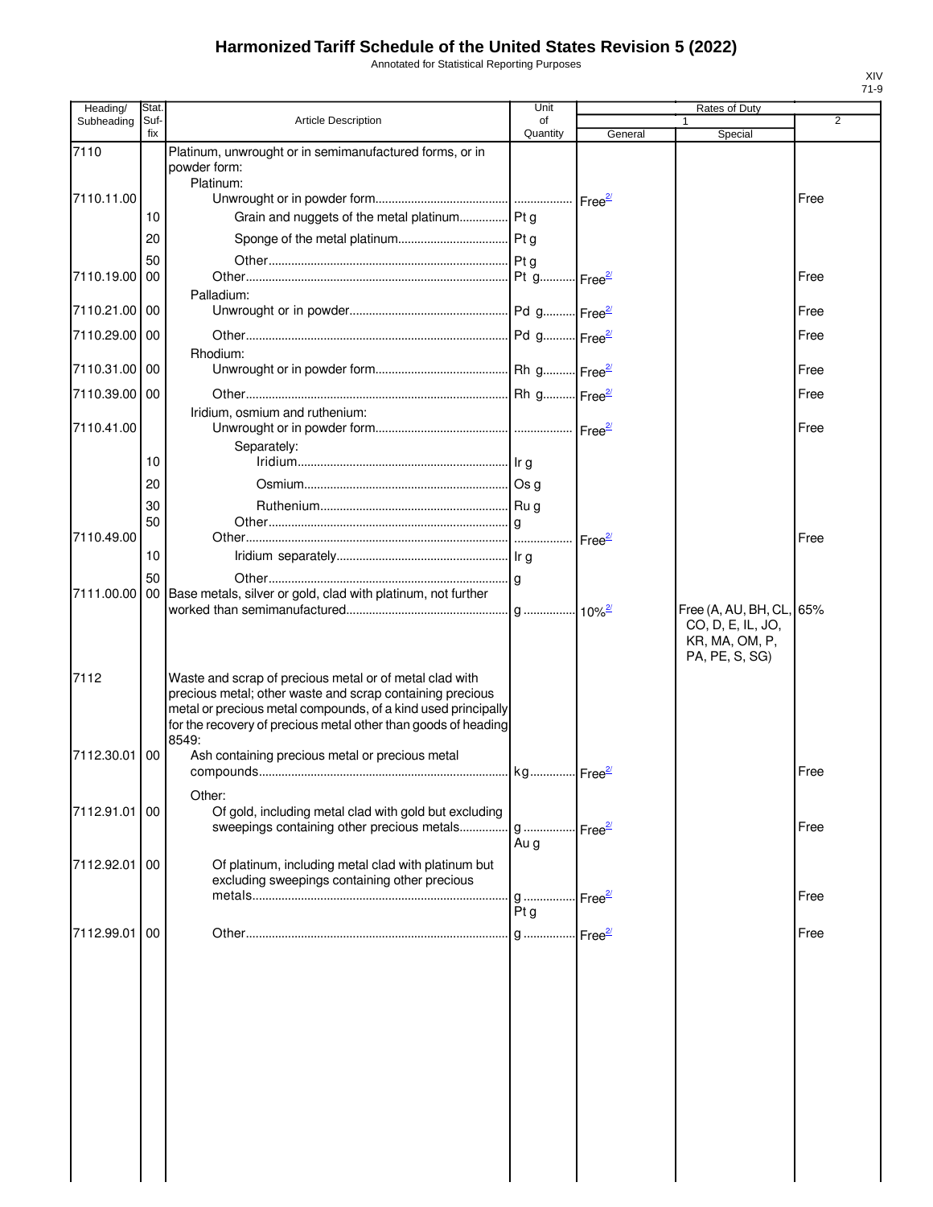# Harmonized Tariff Schedule of the United States Revision 5 (2022)

Annotated for Statistical Reporting Purposes

XIV
71-9

| Heading/ Subheading | Stat. Suf-fix | Article Description | Unit of Quantity | Rates of Duty 1 General | Special | 2 |
|---|---|---|---|---|---|---|
| 7110 | | Platinum, unwrought or in semimanufactured forms, or in powder form: | | | | |
| | | Platinum: | | | | |
| 7110.11.00 | | Unwrought or in powder form | | Free[2/] | | Free |
| | 10 | Grain and nuggets of the metal platinum | Pt g | | | |
| | 20 | Sponge of the metal platinum | Pt g | | | |
| | 50 | Other | Pt g | | | |
| 7110.19.00 | 00 | Other | Pt g | Free[2/] | | Free |
| | | Palladium: | | | | |
| 7110.21.00 | 00 | Unwrought or in powder | Pd g | Free[2/] | | Free |
| 7110.29.00 | 00 | Other | Pd g | Free[2/] | | Free |
| | | Rhodium: | | | | |
| 7110.31.00 | 00 | Unwrought or in powder form | Rh g | Free[2/] | | Free |
| 7110.39.00 | 00 | Other | Rh g | Free[2/] | | Free |
| | | Iridium, osmium and ruthenium: | | | | |
| 7110.41.00 | | Unwrought or in powder form | | Free[2/] | | Free |
| | | Separately: | | | | |
| | 10 | Iridium | Ir g | | | |
| | 20 | Osmium | Os g | | | |
| | 30 | Ruthenium | Ru g | | | |
| | 50 | Other | g | | | |
| 7110.49.00 | | Other | | Free[2/] | | Free |
| | 10 | Iridium separately | Ir g | | | |
| | 50 | Other | g | | | |
| 7111.00.00 | 00 | Base metals, silver or gold, clad with platinum, not further worked than semimanufactured | g | 10%[2/] | Free (A, AU, BH, CL, CO, D, E, IL, JO, KR, MA, OM, P, PA, PE, S, SG) | 65% |
| 7112 | | Waste and scrap of precious metal or of metal clad with precious metal; other waste and scrap containing precious metal or precious metal compounds, of a kind used principally for the recovery of precious metal other than goods of heading 8549: | | | | |
| 7112.30.01 | 00 | Ash containing precious metal or precious metal compounds | kg | Free[2/] | | Free |
| | | Other: | | | | |
| 7112.91.01 | 00 | Of gold, including metal clad with gold but excluding sweepings containing other precious metals | g<br>Au g | Free[2/] | | Free |
| 7112.92.01 | 00 | Of platinum, including metal clad with platinum but excluding sweepings containing other precious metals | g<br>Pt g | Free[2/] | | Free |
| 7112.99.01 | 00 | Other | g | Free[2/] | | Free |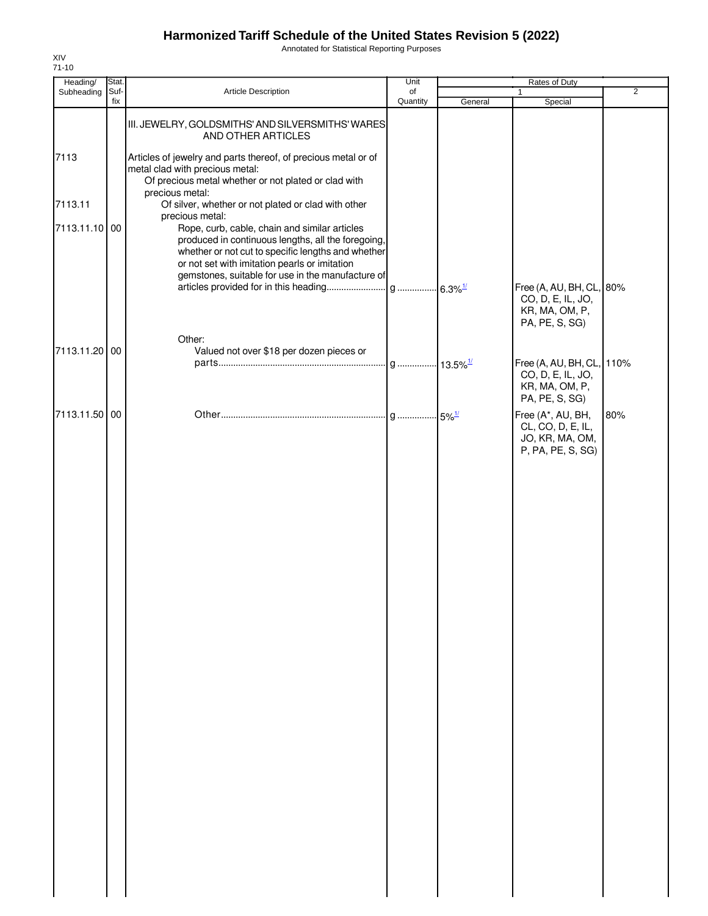# Harmonized Tariff Schedule of the United States Revision 5 (2022)

Annotated for Statistical Reporting Purposes

XIV
71-10

| Heading/ Subheading | Stat. Suf- fix | Article Description | Unit of Quantity | Rates of Duty 1 General | Special | 2 |
|---|---|---|---|---|---|---|
| | | III. JEWELRY, GOLDSMITHS' AND SILVERSMITHS' WARES AND OTHER ARTICLES | | | | |
| 7113 | | Articles of jewelry and parts thereof, of precious metal or of metal clad with precious metal: | | | | |
| | | Of precious metal whether or not plated or clad with precious metal: | | | | |
| 7113.11 | | Of silver, whether or not plated or clad with other precious metal: | | | | |
| 7113.11.10 | 00 | Rope, curb, cable, chain and similar articles produced in continuous lengths, all the foregoing, whether or not cut to specific lengths and whether or not set with imitation pearls or imitation gemstones, suitable for use in the manufacture of articles provided for in this heading | g | 6.3%[1/] | Free (A, AU, BH, CL, CO, D, E, IL, JO, KR, MA, OM, P, PA, PE, S, SG) | 80% |
| | | Other: | | | | |
| 7113.11.20 | 00 | Valued not over $18 per dozen pieces or parts | g | 13.5%[1/] | Free (A, AU, BH, CL, CO, D, E, IL, JO, KR, MA, OM, P, PA, PE, S, SG) | 110% |
| 7113.11.50 | 00 | Other | g | 5%[1/] | Free (A*, AU, BH, CL, CO, D, E, IL, JO, KR, MA, OM, P, PA, PE, S, SG) | 80% |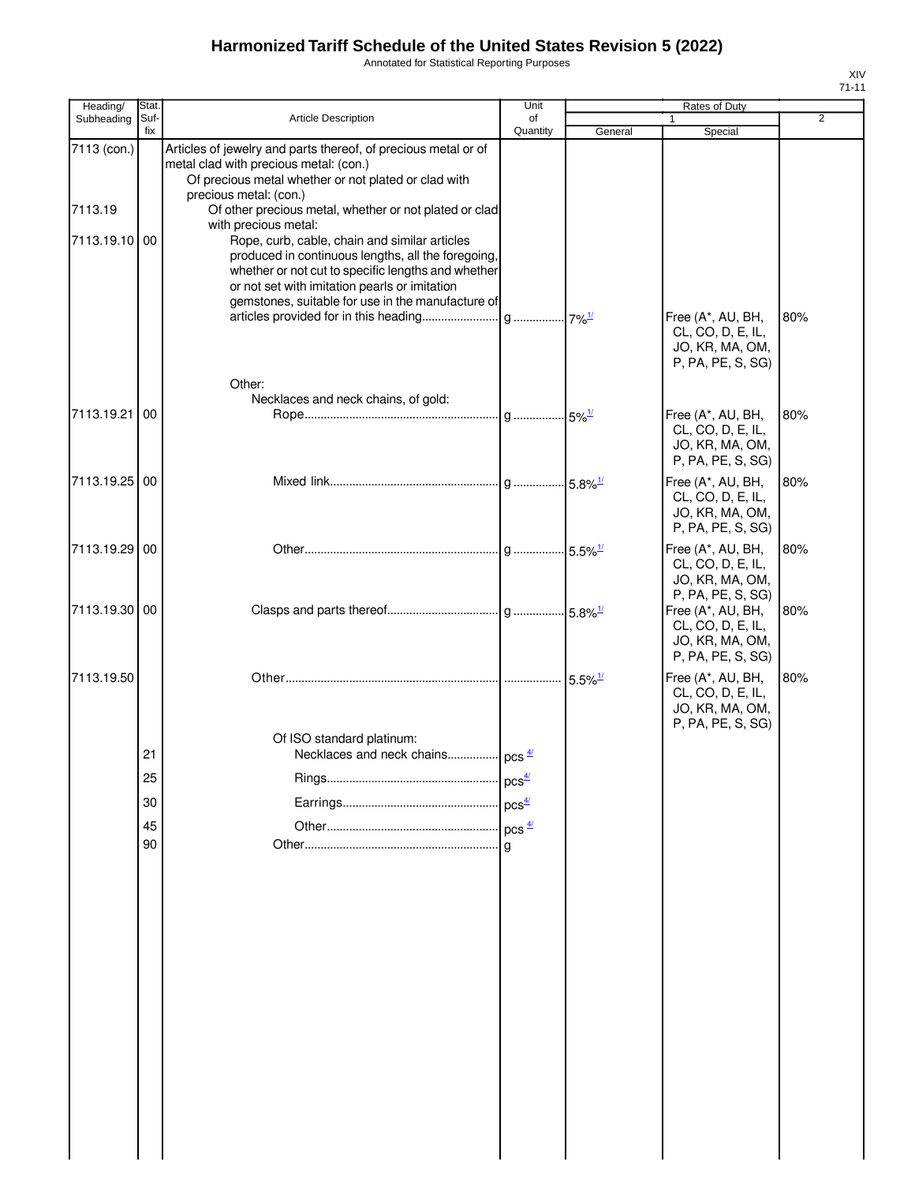# Harmonized Tariff Schedule of the United States Revision 5 (2022)

Annotated for Statistical Reporting Purposes

XIV
71-11

| Heading/ Subheading | Stat. Suf- fix | Article Description | Unit of Quantity | Rates of Duty 1 General | Special | 2 |
|---|---|---|---|---|---|---|
| 7113 (con.) | | Articles of jewelry and parts thereof, of precious metal or of metal clad with precious metal: (con.) | | | | |
| | | Of precious metal whether or not plated or clad with precious metal: (con.) | | | | |
| 7113.19 | | Of other precious metal, whether or not plated or clad with precious metal: | | | | |
| 7113.19.10 | 00 | Rope, curb, cable, chain and similar articles produced in continuous lengths, all the foregoing, whether or not cut to specific lengths and whether or not set with imitation pearls or imitation gemstones, suitable for use in the manufacture of articles provided for in this heading | g | 7%[1/] | Free (A*, AU, BH, CL, CO, D, E, IL, JO, KR, MA, OM, P, PA, PE, S, SG) | 80% |
| | | Other: | | | | |
| | | Necklaces and neck chains, of gold: | | | | |
| 7113.19.21 | 00 | Rope | g | 5%[1/] | Free (A*, AU, BH, CL, CO, D, E, IL, JO, KR, MA, OM, P, PA, PE, S, SG) | 80% |
| 7113.19.25 | 00 | Mixed link | g | 5.8%[1/] | Free (A*, AU, BH, CL, CO, D, E, IL, JO, KR, MA, OM, P, PA, PE, S, SG) | 80% |
| 7113.19.29 | 00 | Other | g | 5.5%[1/] | Free (A*, AU, BH, CL, CO, D, E, IL, JO, KR, MA, OM, P, PA, PE, S, SG) | 80% |
| 7113.19.30 | 00 | Clasps and parts thereof | g | 5.8%[1/] | Free (A*, AU, BH, CL, CO, D, E, IL, JO, KR, MA, OM, P, PA, PE, S, SG) | 80% |
| 7113.19.50 | | Other | | 5.5%[1/] | Free (A*, AU, BH, CL, CO, D, E, IL, JO, KR, MA, OM, P, PA, PE, S, SG) | 80% |
| | | Of ISO standard platinum: | | | | |
| | 21 | Necklaces and neck chains | pcs [4/] | | | |
| | 25 | Rings | pcs[4/] | | | |
| | 30 | Earrings | pcs[4/] | | | |
| | 45 | Other | pcs [4/] | | | |
| | 90 | Other | g | | | |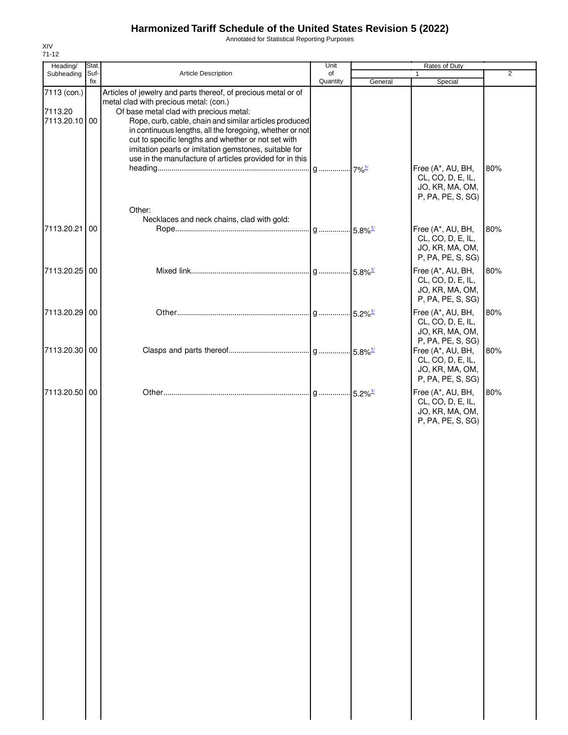# Harmonized Tariff Schedule of the United States Revision 5 (2022)

Annotated for Statistical Reporting Purposes

XIV
71-12

| Heading/ Subheading | Stat. Suf- fix | Article Description | Unit of Quantity | Rates of Duty | | |
|---|---|---|---|---|---|---|
| | | | | 1 | | 2 |
| | | | | General | Special | |
| 7113 (con.) | | Articles of jewelry and parts thereof, of precious metal or of metal clad with precious metal: (con.) | | | | |
| 7113.20 | | Of base metal clad with precious metal: | | | | |
| 7113.20.10 | 00 | Rope, curb, cable, chain and similar articles produced in continuous lengths, all the foregoing, whether or not cut to specific lengths and whether or not set with imitation pearls or imitation gemstones, suitable for use in the manufacture of articles provided for in this heading | g | 7%[1/] | Free (A*, AU, BH, CL, CO, D, E, IL, JO, KR, MA, OM, P, PA, PE, S, SG) | 80% |
| | | Other: | | | | |
| | | Necklaces and neck chains, clad with gold: | | | | |
| 7113.20.21 | 00 | Rope | g | 5.8%[1/] | Free (A*, AU, BH, CL, CO, D, E, IL, JO, KR, MA, OM, P, PA, PE, S, SG) | 80% |
| 7113.20.25 | 00 | Mixed link | g | 5.8%[1/] | Free (A*, AU, BH, CL, CO, D, E, IL, JO, KR, MA, OM, P, PA, PE, S, SG) | 80% |
| 7113.20.29 | 00 | Other | g | 5.2%[1/] | Free (A*, AU, BH, CL, CO, D, E, IL, JO, KR, MA, OM, P, PA, PE, S, SG) | 80% |
| 7113.20.30 | 00 | Clasps and parts thereof | g | 5.8%[1/] | Free (A*, AU, BH, CL, CO, D, E, IL, JO, KR, MA, OM, P, PA, PE, S, SG) | 80% |
| 7113.20.50 | 00 | Other | g | 5.2%[1/] | Free (A*, AU, BH, CL, CO, D, E, IL, JO, KR, MA, OM, P, PA, PE, S, SG) | 80% |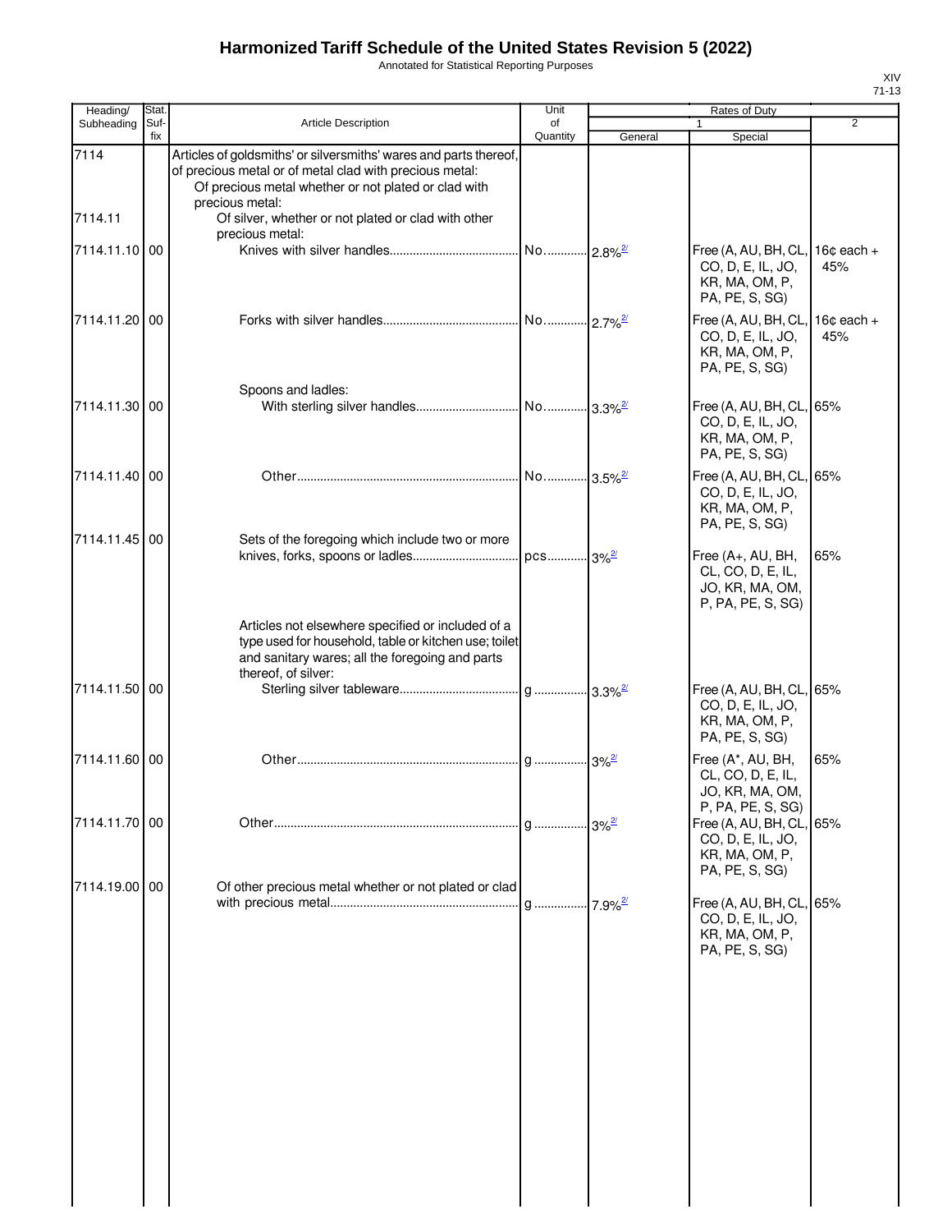# Harmonized Tariff Schedule of the United States Revision 5 (2022)

Annotated for Statistical Reporting Purposes

XIV
71-13

| Heading/ Subheading | Stat. Suf- fix | Article Description | Unit of Quantity | Rates of Duty 1 General | Special | 2 |
|---|---|---|---|---|---|---|
| 7114 | | Articles of goldsmiths' or silversmiths' wares and parts thereof, of precious metal or of metal clad with precious metal: | | | | |
| | | Of precious metal whether or not plated or clad with precious metal: | | | | |
| 7114.11 | | Of silver, whether or not plated or clad with other precious metal: | | | | |
| 7114.11.10 | 00 | Knives with silver handles | No. | 2.8%[2/] | Free (A, AU, BH, CL, CO, D, E, IL, JO, KR, MA, OM, P, PA, PE, S, SG) | 16¢ each + 45% |
| 7114.11.20 | 00 | Forks with silver handles | No. | 2.7%[2/] | Free (A, AU, BH, CL, CO, D, E, IL, JO, KR, MA, OM, P, PA, PE, S, SG) | 16¢ each + 45% |
| | | Spoons and ladles: | | | | |
| 7114.11.30 | 00 | With sterling silver handles | No. | 3.3%[2/] | Free (A, AU, BH, CL, CO, D, E, IL, JO, KR, MA, OM, P, PA, PE, S, SG) | 65% |
| 7114.11.40 | 00 | Other | No. | 3.5%[2/] | Free (A, AU, BH, CL, CO, D, E, IL, JO, KR, MA, OM, P, PA, PE, S, SG) | 65% |
| 7114.11.45 | 00 | Sets of the foregoing which include two or more knives, forks, spoons or ladles | pcs | 3%[2/] | Free (A+, AU, BH, CL, CO, D, E, IL, JO, KR, MA, OM, P, PA, PE, S, SG) | 65% |
| | | Articles not elsewhere specified or included of a type used for household, table or kitchen use; toilet and sanitary wares; all the foregoing and parts thereof, of silver: | | | | |
| 7114.11.50 | 00 | Sterling silver tableware | g | 3.3%[2/] | Free (A, AU, BH, CL, CO, D, E, IL, JO, KR, MA, OM, P, PA, PE, S, SG) | 65% |
| 7114.11.60 | 00 | Other | g | 3%[2/] | Free (A*, AU, BH, CL, CO, D, E, IL, JO, KR, MA, OM, P, PA, PE, S, SG) | 65% |
| 7114.11.70 | 00 | Other | g | 3%[2/] | Free (A, AU, BH, CL, CO, D, E, IL, JO, KR, MA, OM, P, PA, PE, S, SG) | 65% |
| 7114.19.00 | 00 | Of other precious metal whether or not plated or clad with precious metal | g | 7.9%[2/] | Free (A, AU, BH, CL, CO, D, E, IL, JO, KR, MA, OM, P, PA, PE, S, SG) | 65% |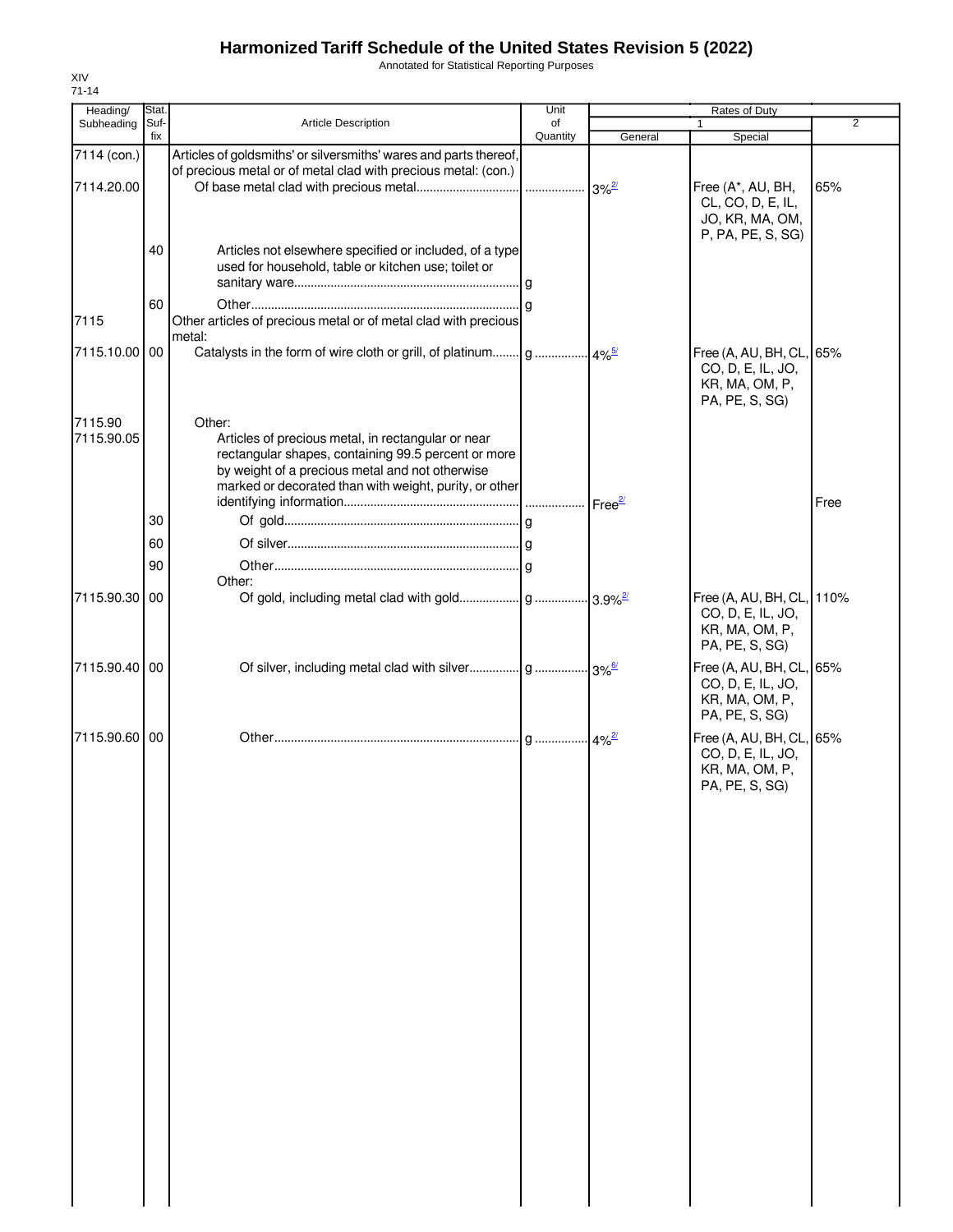# Harmonized Tariff Schedule of the United States Revision 5 (2022)

Annotated for Statistical Reporting Purposes

XIV
71-14

| Heading/ Subheading | Stat. Suf-fix | Article Description | Unit of Quantity | Rates of Duty 1 General | Special | 2 |
|---|---|---|---|---|---|---|
| 7114 (con.) | | Articles of goldsmiths' or silversmiths' wares and parts thereof, of precious metal or of metal clad with precious metal: (con.) | | | | |
| 7114.20.00 | | Of base metal clad with precious metal | | 3%[2/] | Free (A*, AU, BH, CL, CO, D, E, IL, JO, KR, MA, OM, P, PA, PE, S, SG) | 65% |
| | 40 | Articles not elsewhere specified or included, of a type used for household, table or kitchen use; toilet or sanitary ware | g | | | |
| | 60 | Other | g | | | |
| 7115 | | Other articles of precious metal or of metal clad with precious metal: | | | | |
| 7115.10.00 | 00 | Catalysts in the form of wire cloth or grill, of platinum | g | 4%[5/] | Free (A, AU, BH, CL, CO, D, E, IL, JO, KR, MA, OM, P, PA, PE, S, SG) | 65% |
| 7115.90 | | Other: | | | | |
| 7115.90.05 | | Articles of precious metal, in rectangular or near rectangular shapes, containing 99.5 percent or more by weight of a precious metal and not otherwise marked or decorated than with weight, purity, or other identifying information | | Free[2/] | | Free |
| | 30 | Of gold | g | | | |
| | 60 | Of silver | g | | | |
| | 90 | Other | g | | | |
| | | Other: | | | | |
| 7115.90.30 | 00 | Of gold, including metal clad with gold | g | 3.9%[2/] | Free (A, AU, BH, CL, CO, D, E, IL, JO, KR, MA, OM, P, PA, PE, S, SG) | 110% |
| 7115.90.40 | 00 | Of silver, including metal clad with silver | g | 3%[6/] | Free (A, AU, BH, CL, CO, D, E, IL, JO, KR, MA, OM, P, PA, PE, S, SG) | 65% |
| 7115.90.60 | 00 | Other | g | 4%[2/] | Free (A, AU, BH, CL, CO, D, E, IL, JO, KR, MA, OM, P, PA, PE, S, SG) | 65% |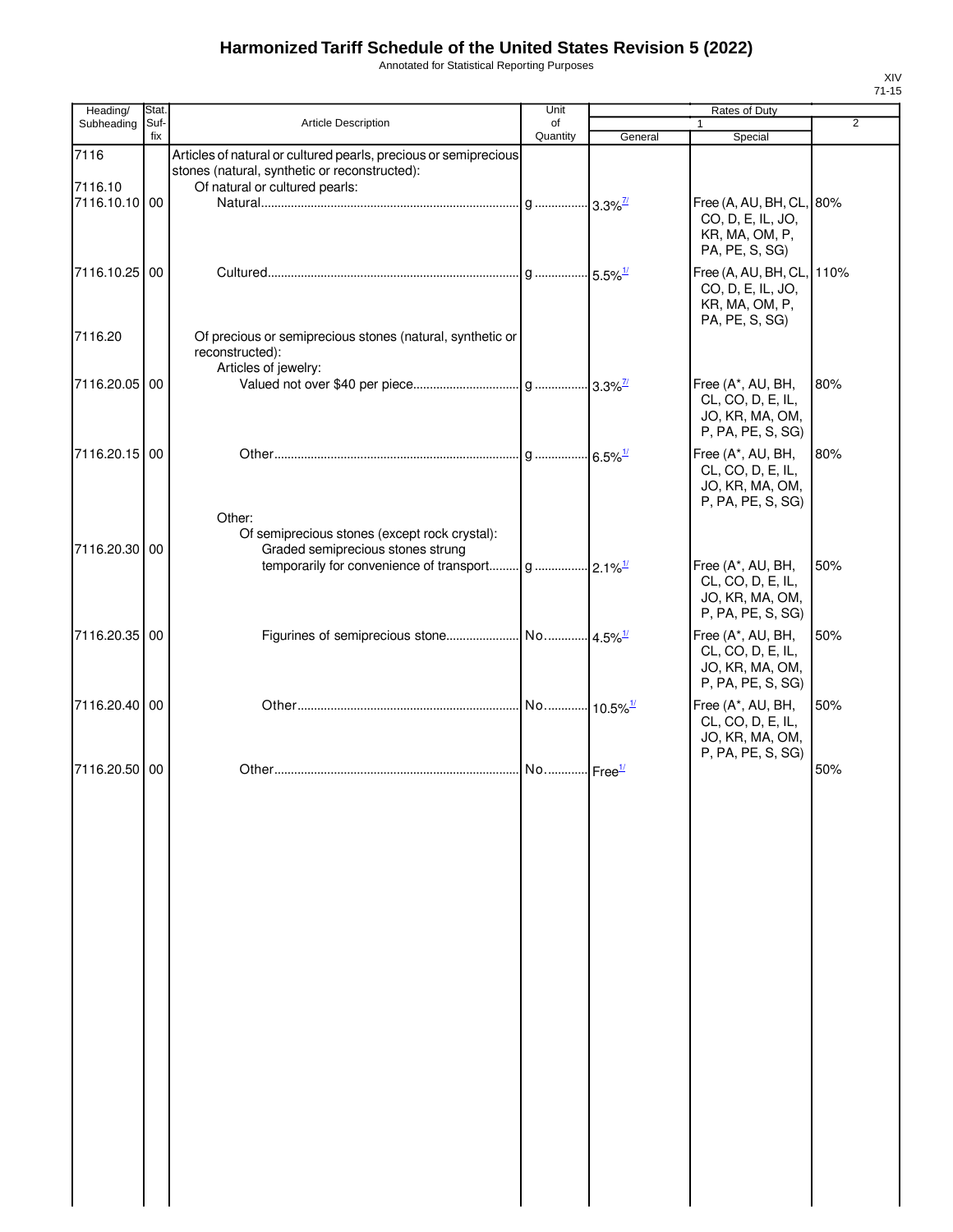# Harmonized Tariff Schedule of the United States Revision 5 (2022)

Annotated for Statistical Reporting Purposes

XIV
71-15

| Heading/ Subheading | Stat. Suf- fix | Article Description | Unit of Quantity | Rates of Duty 1 General | Special | 2 |
|---|---|---|---|---|---|---|
| 7116 | | Articles of natural or cultured pearls, precious or semiprecious stones (natural, synthetic or reconstructed): | | | | |
| 7116.10 | | Of natural or cultured pearls: | | | | |
| 7116.10.10 | 00 | Natural | g | 3.3%[7/] | Free (A, AU, BH, CL, CO, D, E, IL, JO, KR, MA, OM, P, PA, PE, S, SG) | 80% |
| 7116.10.25 | 00 | Cultured | g | 5.5%[1/] | Free (A, AU, BH, CL, CO, D, E, IL, JO, KR, MA, OM, P, PA, PE, S, SG) | 110% |
| 7116.20 | | Of precious or semiprecious stones (natural, synthetic or reconstructed): | | | | |
| | | Articles of jewelry: | | | | |
| 7116.20.05 | 00 | Valued not over $40 per piece | g | 3.3%[7/] | Free (A*, AU, BH, CL, CO, D, E, IL, JO, KR, MA, OM, P, PA, PE, S, SG) | 80% |
| 7116.20.15 | 00 | Other | g | 6.5%[1/] | Free (A*, AU, BH, CL, CO, D, E, IL, JO, KR, MA, OM, P, PA, PE, S, SG) | 80% |
| | | Other: | | | | |
| | | Of semiprecious stones (except rock crystal): | | | | |
| 7116.20.30 | 00 | Graded semiprecious stones strung temporarily for convenience of transport | g | 2.1%[1/] | Free (A*, AU, BH, CL, CO, D, E, IL, JO, KR, MA, OM, P, PA, PE, S, SG) | 50% |
| 7116.20.35 | 00 | Figurines of semiprecious stone | No. | 4.5%[1/] | Free (A*, AU, BH, CL, CO, D, E, IL, JO, KR, MA, OM, P, PA, PE, S, SG) | 50% |
| 7116.20.40 | 00 | Other | No. | 10.5%[1/] | Free (A*, AU, BH, CL, CO, D, E, IL, JO, KR, MA, OM, P, PA, PE, S, SG) | 50% |
| 7116.20.50 | 00 | Other | No. | Free[1/] | | 50% |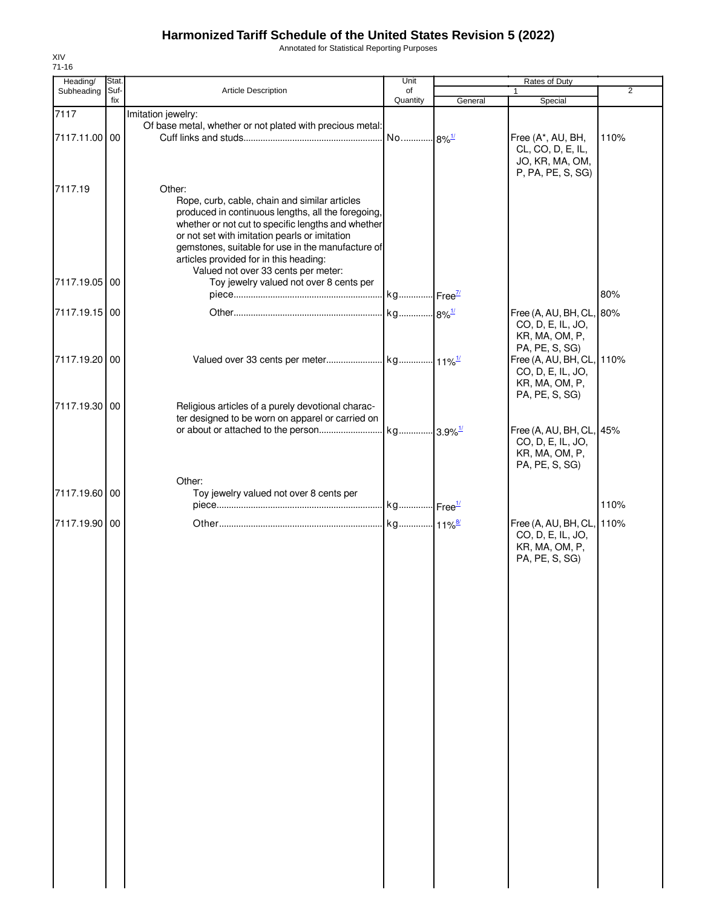# Harmonized Tariff Schedule of the United States Revision 5 (2022)

Annotated for Statistical Reporting Purposes

XIV
71-16

| Heading/ Subheading | Stat. Suf- fix | Article Description | Unit of Quantity | Rates of Duty 1 General | Special | 2 |
|---|---|---|---|---|---|---|
| 7117 | | Imitation jewelry: | | | | |
| | | Of base metal, whether or not plated with precious metal: | | | | |
| 7117.11.00 | 00 | Cuff links and studs | No. | 8%[1/] | Free (A*, AU, BH, CL, CO, D, E, IL, JO, KR, MA, OM, P, PA, PE, S, SG) | 110% |
| 7117.19 | | Other: | | | | |
| | | Rope, curb, cable, chain and similar articles produced in continuous lengths, all the foregoing, whether or not cut to specific lengths and whether or not set with imitation pearls or imitation gemstones, suitable for use in the manufacture of articles provided for in this heading: | | | | |
| | | Valued not over 33 cents per meter: | | | | |
| 7117.19.05 | 00 | Toy jewelry valued not over 8 cents per piece | kg | Free[7/] | | 80% |
| 7117.19.15 | 00 | Other | kg | 8%[1/] | Free (A, AU, BH, CL, CO, D, E, IL, JO, KR, MA, OM, P, PA, PE, S, SG) | 80% |
| 7117.19.20 | 00 | Valued over 33 cents per meter | kg | 11%[1/] | Free (A, AU, BH, CL, CO, D, E, IL, JO, KR, MA, OM, P, PA, PE, S, SG) | 110% |
| 7117.19.30 | 00 | Religious articles of a purely devotional character designed to be worn on apparel or carried on or about or attached to the person | kg | 3.9%[1/] | Free (A, AU, BH, CL, CO, D, E, IL, JO, KR, MA, OM, P, PA, PE, S, SG) | 45% |
| | | Other: | | | | |
| 7117.19.60 | 00 | Toy jewelry valued not over 8 cents per piece | kg | Free[1/] | | 110% |
| 7117.19.90 | 00 | Other | kg | 11%[8/] | Free (A, AU, BH, CL, CO, D, E, IL, JO, KR, MA, OM, P, PA, PE, S, SG) | 110% |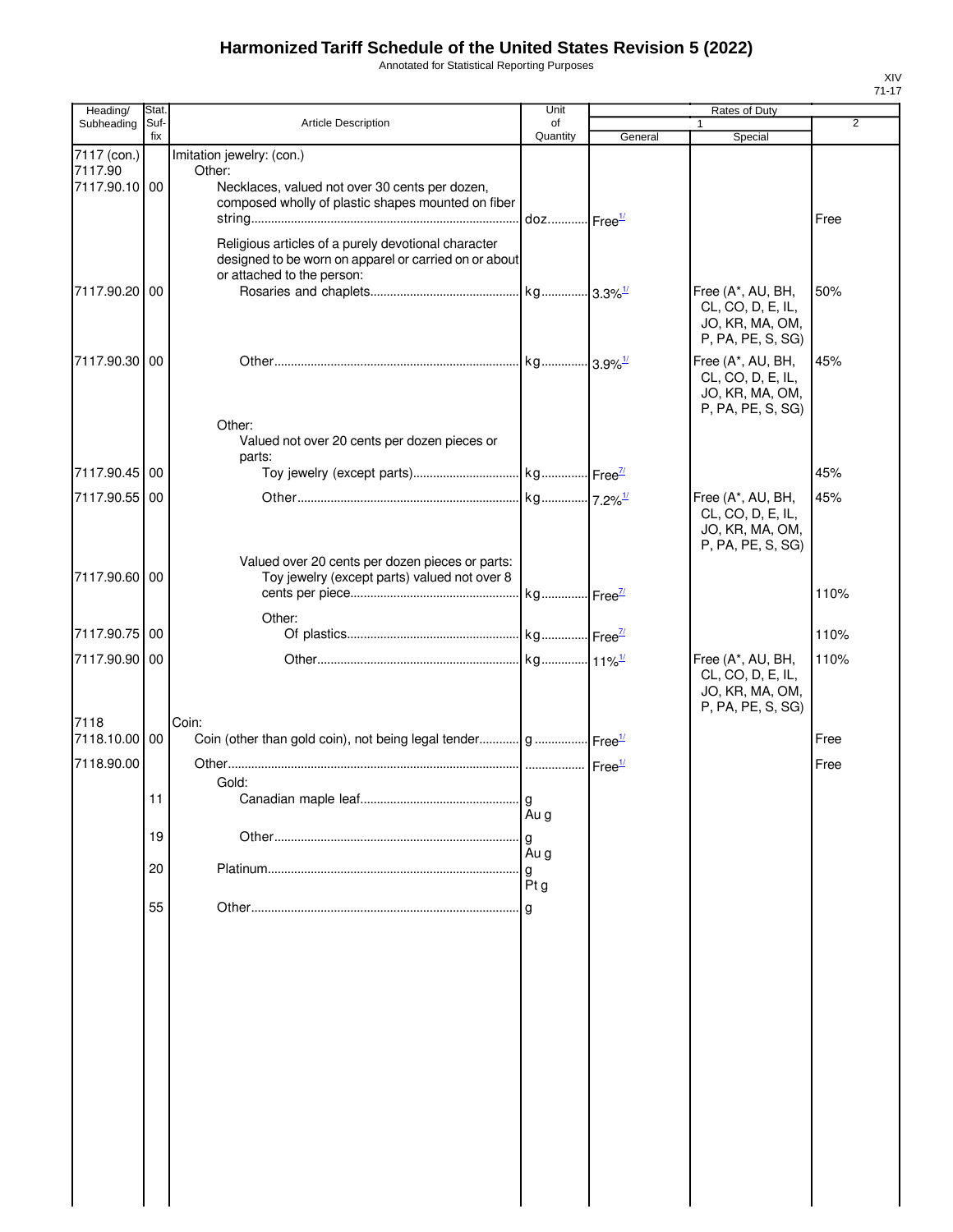# Harmonized Tariff Schedule of the United States Revision 5 (2022)

Annotated for Statistical Reporting Purposes

XIV
71-17

| Heading/ Subheading | Stat. Suf- fix | Article Description | Unit of Quantity | Rates of Duty 1 General | Special | 2 |
|---|---|---|---|---|---|---|
| 7117 (con.) | | Imitation jewelry: (con.) | | | | |
| 7117.90 | | Other: | | | | |
| 7117.90.10 | 00 | Necklaces, valued not over 30 cents per dozen, composed wholly of plastic shapes mounted on fiber string | doz. | Free[1/] | | Free |
| | | Religious articles of a purely devotional character designed to be worn on apparel or carried on or about or attached to the person: | | | | |
| 7117.90.20 | 00 | Rosaries and chaplets | kg | 3.3%[1/] | Free (A*, AU, BH, CL, CO, D, E, IL, JO, KR, MA, OM, P, PA, PE, S, SG) | 50% |
| 7117.90.30 | 00 | Other | kg | 3.9%[1/] | Free (A*, AU, BH, CL, CO, D, E, IL, JO, KR, MA, OM, P, PA, PE, S, SG) | 45% |
| | | Other: | | | | |
| | | Valued not over 20 cents per dozen pieces or parts: | | | | |
| 7117.90.45 | 00 | Toy jewelry (except parts) | kg | Free[7/] | | 45% |
| 7117.90.55 | 00 | Other | kg | 7.2%[1/] | Free (A*, AU, BH, CL, CO, D, E, IL, JO, KR, MA, OM, P, PA, PE, S, SG) | 45% |
| | | Valued over 20 cents per dozen pieces or parts: | | | | |
| 7117.90.60 | 00 | Toy jewelry (except parts) valued not over 8 cents per piece | kg | Free[7/] | | 110% |
| | | Other: | | | | |
| 7117.90.75 | 00 | Of plastics | kg | Free[7/] | | 110% |
| 7117.90.90 | 00 | Other | kg | 11%[1/] | Free (A*, AU, BH, CL, CO, D, E, IL, JO, KR, MA, OM, P, PA, PE, S, SG) | 110% |
| 7118 | | Coin: | | | | |
| 7118.10.00 | 00 | Coin (other than gold coin), not being legal tender | g | Free[1/] | | Free |
| 7118.90.00 | | Other | | Free[1/] | | Free |
| | | Gold: | | | | |
| | 11 | Canadian maple leaf | g Au g | | | |
| | 19 | Other | g Au g | | | |
| | 20 | Platinum | g Pt g | | | |
| | 55 | Other | g | | | |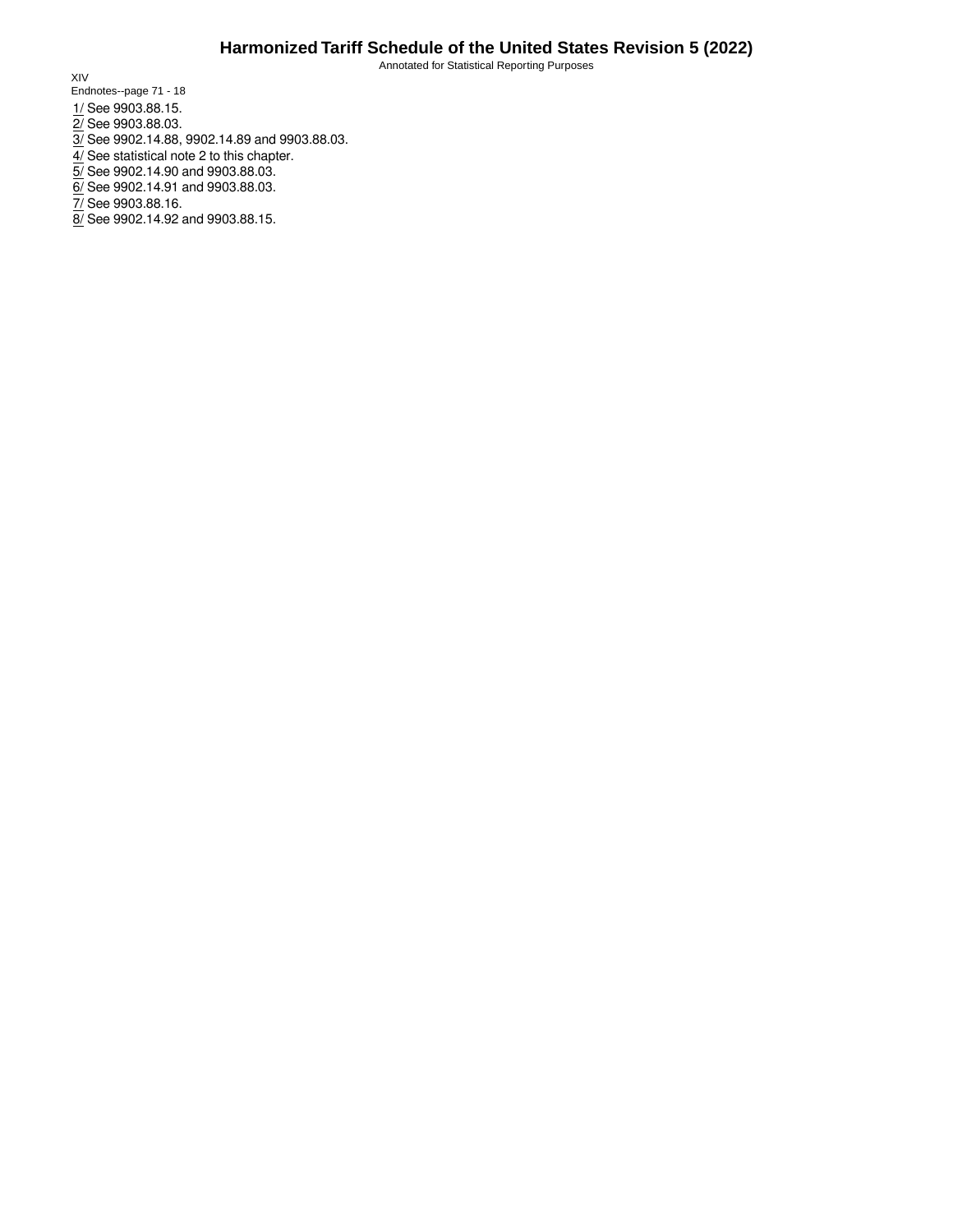XIV
Endnotes--page 71 - 18

1/ See 9903.88.15.
2/ See 9903.88.03.
3/ See 9902.14.88, 9902.14.89 and 9903.88.03.
4/ See statistical note 2 to this chapter.
5/ See 9902.14.90 and 9903.88.03.
6/ See 9902.14.91 and 9903.88.03.
7/ See 9903.88.16.
8/ See 9902.14.92 and 9903.88.15.